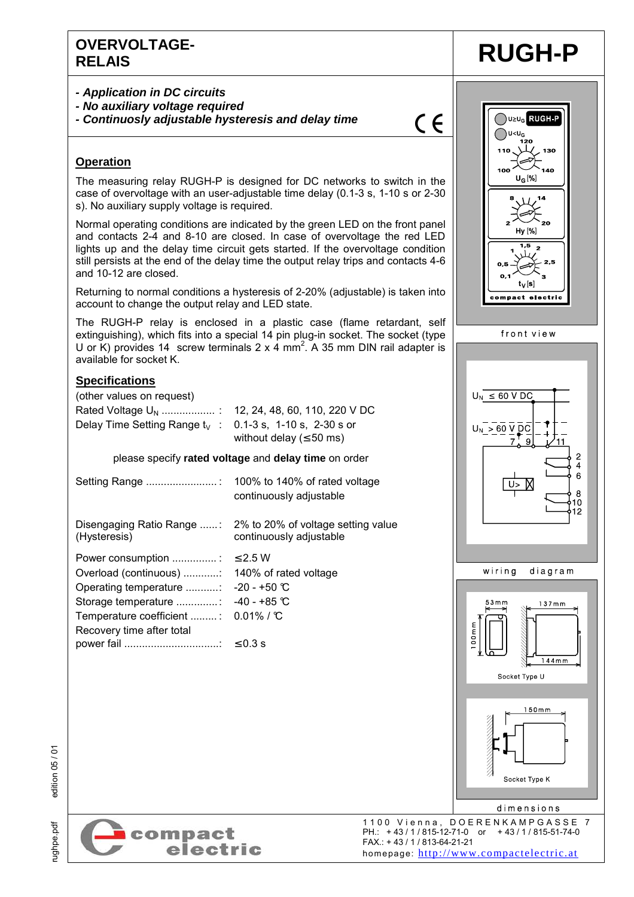# OVERVOLTAGE-RELAIS

# RUGH-P

- *Application in DC circuits*
- *No auxiliary voltage required*
- *Continuously adjustable hysteresis and delay time*

CE

## Operation

The measuring relay RUGH-P is designed for DC networks to switch in the case of overvoltage with an user-adjustable time delay (0.1-3 s, 1-10 s or 2-30 s). No auxiliary supply voltage is required.

Normal operating conditions are indicated by the green LED on the front panel and contacts 2-4 and 8-10 are closed. In case of overvoltage the red LED lights up and the delay time circuit gets started. If the overvoltage condition still persists at the end of the delay time the output relay trips and contacts 4-6 and 10-12 are closed.

Returning to normal conditions a hysteresis of 2-20% (adjustable) is taken into account to change the output relay and LED state.

The RUGH-P relay is enclosed in a plastic case (flame retardant, self extinguishing), which fits into a special 14 pin plug-in socket. The socket (type U or K) provides 14 screw terminals 2 x 4 $mm^2$. A 35 mm DIN rail adapter is available for socket K.

## Specifications

(other values on request)

| | |
|---|---|
| Rated Voltage $U_N$ .................. : | 12, 24, 48, 60, 110, 220 V DC |
| Delay Time Setting Range $t_V$ : | 0.1-3 s, 1-10 s, 2-30 s or without delay (≤50 ms) |

please specify **rated voltage** and **delay time** on order

| | |
|---|---|
| Setting Range ........................: | 100% to 140% of rated voltage continuously adjustable |
| Disengaging Ratio Range ......: (Hysteresis) | 2% to 20% of voltage setting value continuously adjustable |
| Power consumption ...............: | ≤2.5 W |
| Overload (continuous) ............: | 140% of rated voltage |
| Operating temperature ...........: | -20 - +50 °C |
| Storage temperature ..............: | -40 - +85 °C |
| Temperature coefficient .........: | 0.01% / °C |
| Recovery time after total power fail ................................: | ≤0.3 s |

U≥$U_G$ RUGH-P
U<$U_G$
$U_G$ [%]: 100, 110, 120, 130, 140
Hy [%]: 2, 8, 14, 20
$t_V$ [s]: 0,1, 0,5, 1, 1,5, 2, 2,5, 3
compact electric

front view

$U_N$ ≤ 60 V DC
$U_N$ > 60 V DC
7, 9, 11
U>
2, 4, 6, 8, 10, 12

wiring diagram

53mm, 137mm, 100mm, 144mm
Socket Type U

150mm
Socket Type K

dimensions

compact electric

1100 Vienna, DOERENKAMPGASSE 7
PH.: +43 / 1 / 815-12-71-0 or +43 / 1 / 815-51-74-0
FAX.: +43 / 1 / 813-64-21-21
homepage: http://www.compactelectric.at

edition 05 / 01
rughpe.pdf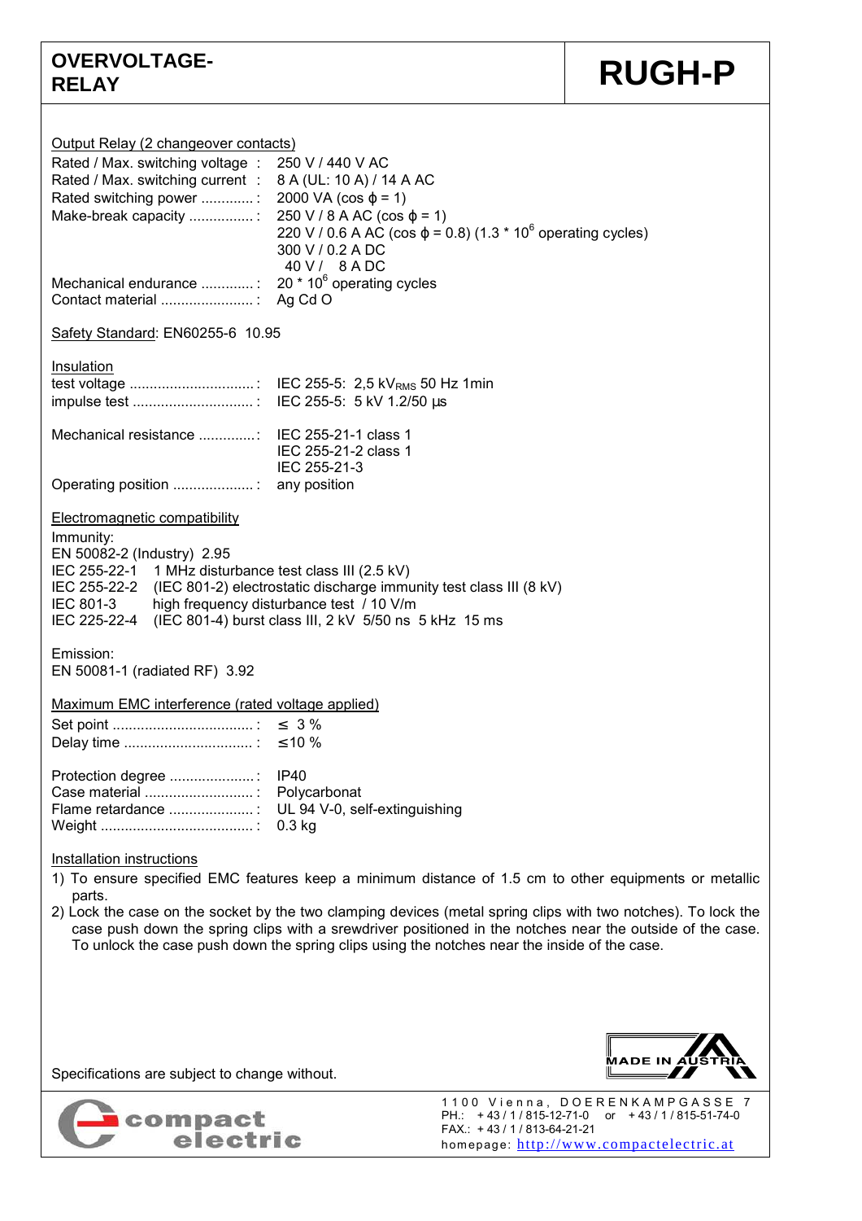# OVERVOLTAGE-RELAY

# RUGH-P

Output Relay (2 changeover contacts)

| | |
|---|---|
| Rated / Max. switching voltage : | 250 V / 440 V AC |
| Rated / Max. switching current : | 8 A (UL: 10 A) / 14 A AC |
| Rated switching power .............: | 2000 VA (cos ϕ = 1) |
| Make-break capacity ................: | 250 V / 8 A AC (cos ϕ = 1) |
| | 220 V / 0.6 A AC (cos ϕ = 0.8) (1.3 * $10^6$ operating cycles) |
| | 300 V / 0.2 A DC |
| | 40 V / 8 A DC |
| Mechanical endurance .............: | 20 * $10^6$ operating cycles |
| Contact material .......................: | Ag Cd O |

Safety Standard: EN60255-6 10.95

Insulation

| | |
|---|---|
| test voltage ...............................: | IEC 255-5: 2,5 $kV_{RMS}$ 50 Hz 1min |
| impulse test ..............................: | IEC 255-5: 5 kV 1.2/50 µs |
| Mechanical resistance ..............: | IEC 255-21-1 class 1 |
| | IEC 255-21-2 class 1 |
| | IEC 255-21-3 |
| Operating position ....................: | any position |

Electromagnetic compatibility

Immunity:
EN 50082-2 (Industry) 2.95

| | |
|---|---|
| IEC 255-22-1 | 1 MHz disturbance test class III (2.5 kV) |
| IEC 255-22-2 | (IEC 801-2) electrostatic discharge immunity test class III (8 kV) |
| IEC 801-3 | high frequency disturbance test / 10 V/m |
| IEC 225-22-4 | (IEC 801-4) burst class III, 2 kV 5/50 ns 5 kHz 15 ms |

Emission:
EN 50081-1 (radiated RF) 3.92

Maximum EMC interference (rated voltage applied)

| | |
|---|---|
| Set point ...................................: | ≤ 3 % |
| Delay time ................................: | ≤10 % |
| Protection degree .....................: | IP40 |
| Case material ...........................: | Polycarbonat |
| Flame retardance .....................: | UL 94 V-0, self-extinguishing |
| Weight ......................................: | 0.3 kg |

Installation instructions

1) To ensure specified EMC features keep a minimum distance of 1.5 cm to other equipments or metallic parts.
2) Lock the case on the socket by the two clamping devices (metal spring clips with two notches). To lock the case push down the spring clips with a srewdriver positioned in the notches near the outside of the case. To unlock the case push down the spring clips using the notches near the inside of the case.

Specifications are subject to change without.

MADE IN AUSTRIA

compact electric

1100 Vienna, DOERENKAMPGASSE 7
PH.: +43 / 1 / 815-12-71-0 or +43 / 1 / 815-51-74-0
FAX.: +43 / 1 / 813-64-21-21
homepage: http://www.compactelectric.at